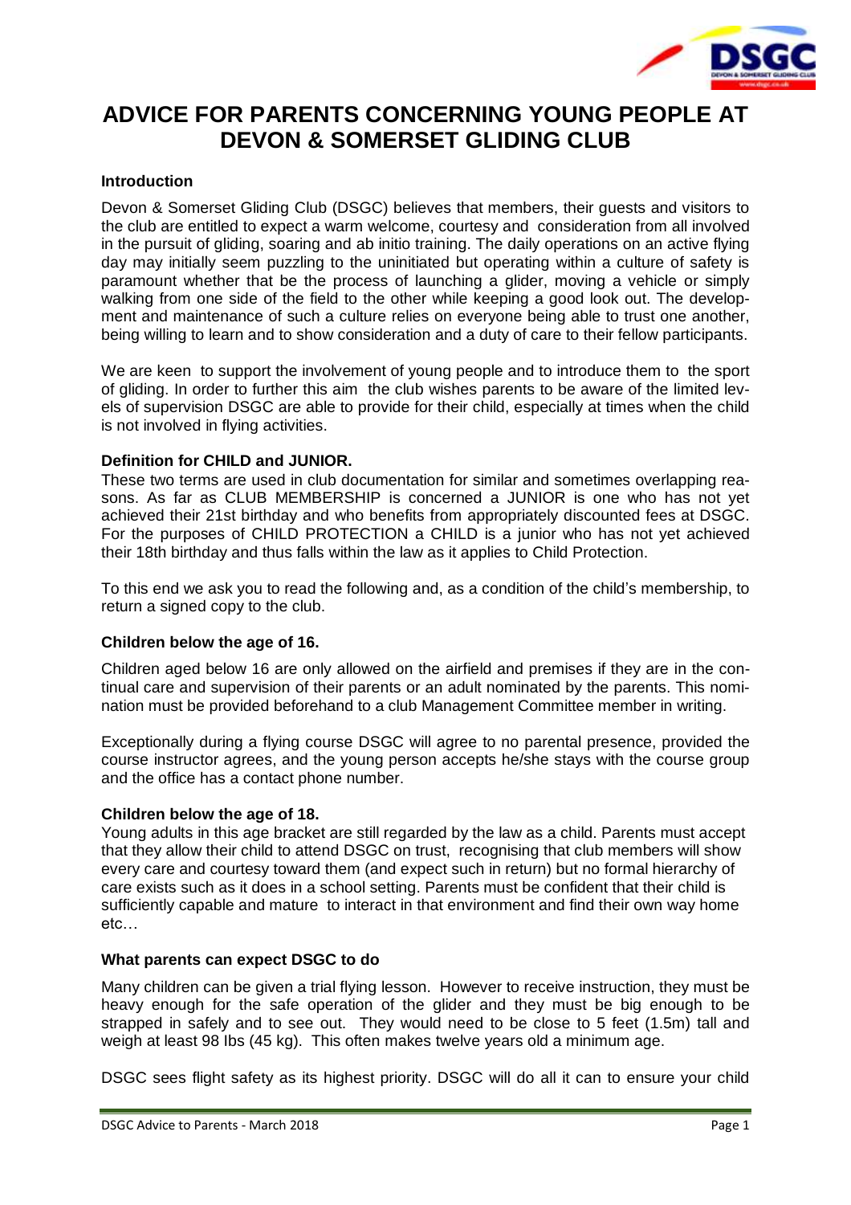# ADVICE FOR PARENTS CONCERNING YOUNG PEOPLE AT DEVON & SOMERSET GLIDING CLUB

### Introduction

Devon & Somerset Gliding Club (DSGC) believes that members, their guests and visitors to the club are entitled to expect a warm welcome, courtesy and consideration from all involved in the pursuit of gliding, soaring and ab initio training. The daily operations on an active flying day may initially seem puzzling to the uninitiated but operating within a culture of safety is paramount whether that be the process of launching a glider, moving a vehicle or simply walking from one side of the field to the other while keeping a good look out. The development and maintenance of such a culture relies on everyone being able to trust one another, being willing to learn and to show consideration and a duty of care to their fellow participants.

We are keen to support the involvement of young people and to introduce them to the sport of gliding. In order to further this aim the club wishes parents to be aware of the limited levels of supervision DSGC are able to provide for their child, especially at times when the child is not involved in flying activities.

### Definition for CHILD and JUNIOR.

These two terms are used in club documentation for similar and sometimes overlapping reasons. As far as CLUB MEMBERSHIP is concerned a JUNIOR is one who has not yet achieved their 21st birthday and who benefits from appropriately discounted fees at DSGC. For the purposes of CHILD PROTECTION a CHILD is a junior who has not yet achieved their 18th birthday and thus falls within the law as it applies to Child Protection.

To this end we ask you to read the following and, as a condition of the child's membership, to return a signed copy to the club.

### Children below the age of 16.

Children aged below 16 are only allowed on the airfield and premises if they are in the continual care and supervision of their parents or an adult nominated by the parents. This nomination must be provided beforehand to a club Management Committee member in writing.

Exceptionally during a flying course DSGC will agree to no parental presence, provided the course instructor agrees, and the young person accepts he/she stays with the course group and the office has a contact phone number.

### Children below the age of 18.

Young adults in this age bracket are still regarded by the law as a child. Parents must accept that they allow their child to attend DSGC on trust, recognising that club members will show every care and courtesy toward them (and expect such in return) but no formal hierarchy of care exists such as it does in a school setting. Parents must be confident that their child is sufficiently capable and mature to interact in that environment and find their own way home etc…

### What parents can expect DSGC to do

Many children can be given a trial flying lesson. However to receive instruction, they must be heavy enough for the safe operation of the glider and they must be big enough to be strapped in safely and to see out. They would need to be close to 5 feet (1.5m) tall and weigh at least 98 lbs (45 kg). This often makes twelve years old a minimum age.

DSGC sees flight safety as its highest priority. DSGC will do all it can to ensure your child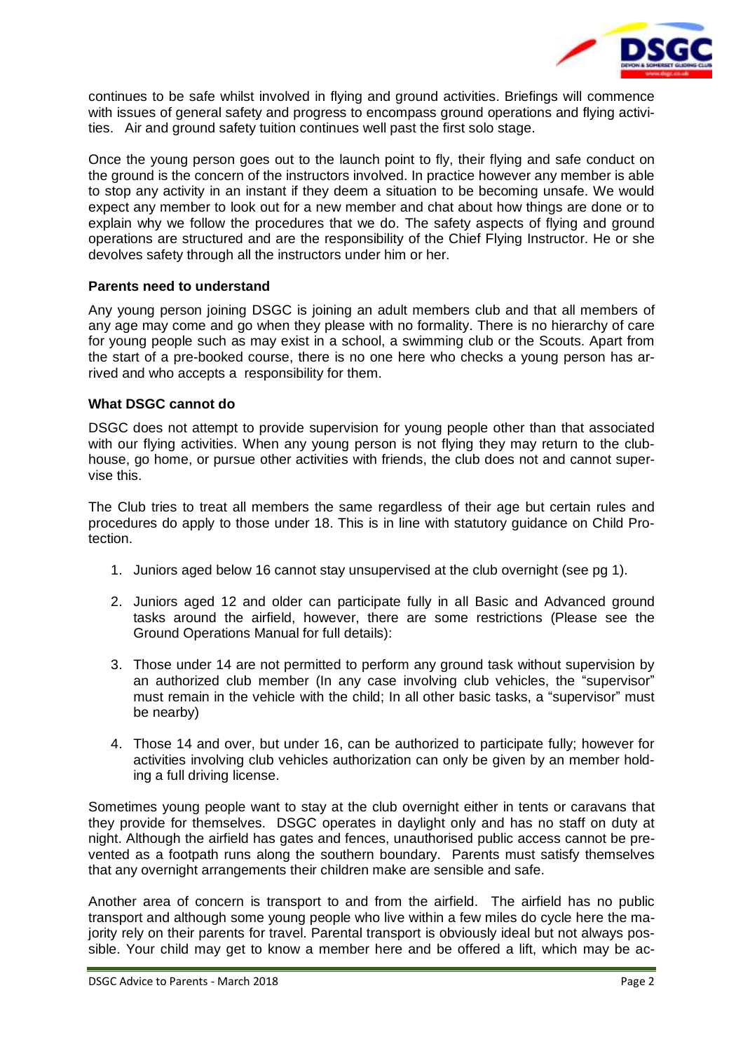continues to be safe whilst involved in flying and ground activities. Briefings will commence with issues of general safety and progress to encompass ground operations and flying activities. Air and ground safety tuition continues well past the first solo stage.

Once the young person goes out to the launch point to fly, their flying and safe conduct on the ground is the concern of the instructors involved. In practice however any member is able to stop any activity in an instant if they deem a situation to be becoming unsafe. We would expect any member to look out for a new member and chat about how things are done or to explain why we follow the procedures that we do. The safety aspects of flying and ground operations are structured and are the responsibility of the Chief Flying Instructor. He or she devolves safety through all the instructors under him or her.

**Parents need to understand**

Any young person joining DSGC is joining an adult members club and that all members of any age may come and go when they please with no formality. There is no hierarchy of care for young people such as may exist in a school, a swimming club or the Scouts. Apart from the start of a pre-booked course, there is no one here who checks a young person has arrived and who accepts a responsibility for them.

**What DSGC cannot do**

DSGC does not attempt to provide supervision for young people other than that associated with our flying activities. When any young person is not flying they may return to the clubhouse, go home, or pursue other activities with friends, the club does not and cannot supervise this.

The Club tries to treat all members the same regardless of their age but certain rules and procedures do apply to those under 18. This is in line with statutory guidance on Child Protection.

1. Juniors aged below 16 cannot stay unsupervised at the club overnight (see pg 1).
2. Juniors aged 12 and older can participate fully in all Basic and Advanced ground tasks around the airfield, however, there are some restrictions (Please see the Ground Operations Manual for full details):
3. Those under 14 are not permitted to perform any ground task without supervision by an authorized club member (In any case involving club vehicles, the "supervisor" must remain in the vehicle with the child; In all other basic tasks, a "supervisor" must be nearby)
4. Those 14 and over, but under 16, can be authorized to participate fully; however for activities involving club vehicles authorization can only be given by an member holding a full driving license.

Sometimes young people want to stay at the club overnight either in tents or caravans that they provide for themselves. DSGC operates in daylight only and has no staff on duty at night. Although the airfield has gates and fences, unauthorised public access cannot be prevented as a footpath runs along the southern boundary. Parents must satisfy themselves that any overnight arrangements their children make are sensible and safe.

Another area of concern is transport to and from the airfield. The airfield has no public transport and although some young people who live within a few miles do cycle here the majority rely on their parents for travel. Parental transport is obviously ideal but not always possible. Your child may get to know a member here and be offered a lift, which may be ac-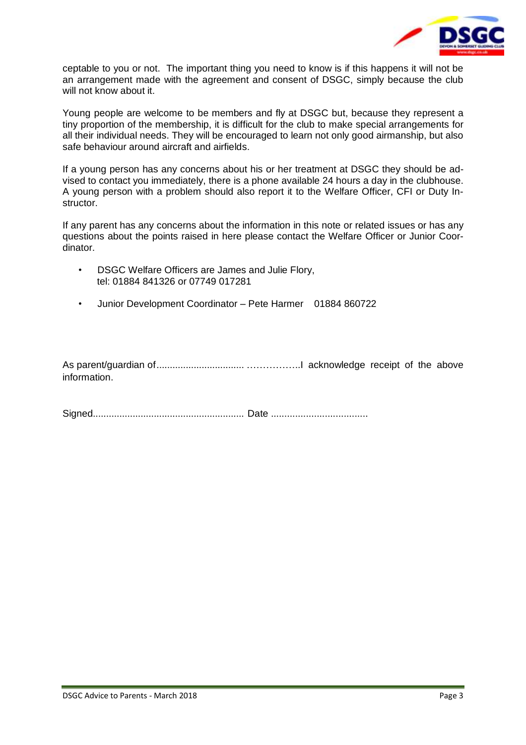ceptable to you or not. The important thing you need to know is if this happens it will not be an arrangement made with the agreement and consent of DSGC, simply because the club will not know about it.

Young people are welcome to be members and fly at DSGC but, because they represent a tiny proportion of the membership, it is difficult for the club to make special arrangements for all their individual needs. They will be encouraged to learn not only good airmanship, but also safe behaviour around aircraft and airfields.

If a young person has any concerns about his or her treatment at DSGC they should be advised to contact you immediately, there is a phone available 24 hours a day in the clubhouse. A young person with a problem should also report it to the Welfare Officer, CFI or Duty Instructor.

If any parent has any concerns about the information in this note or related issues or has any questions about the points raised in here please contact the Welfare Officer or Junior Coordinator.

- DSGC Welfare Officers are James and Julie Flory,
  tel: 01884 841326 or 07749 017281
- Junior Development Coordinator – Pete Harmer 01884 860722

As parent/guardian of................................ ……………..I acknowledge receipt of the above information.

Signed......................................................... Date ....................................